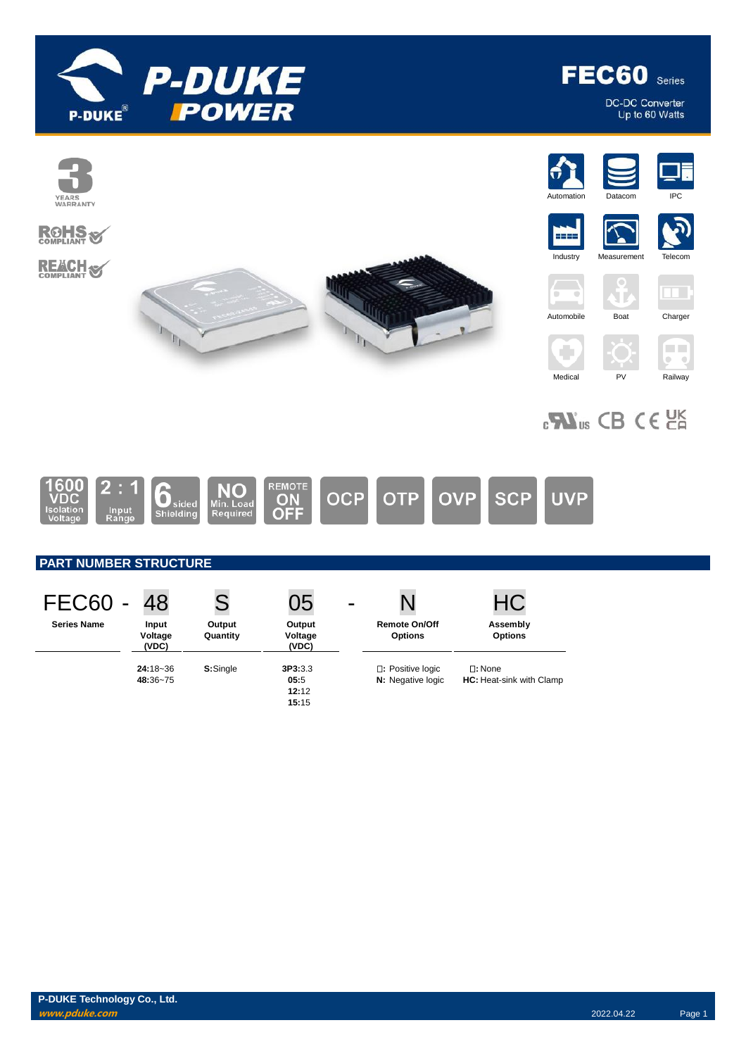# FEC60 Series

DC-DC Converter
Up to 60 Watts

3 YEARS WARRANTY

RoHS COMPLIANT

REACH COMPLIANT

Automation | Datacom | IPC | Industry | Measurement | Telecom | Automobile | Boat | Charger | Medical | PV | Railway

1600 VDC Isolation Voltage | 2 : 1 Input Range | 6 sided Shielding | NO Min. Load Required | REMOTE ON OFF | OCP | OTP | OVP | SCP | UVP

## PART NUMBER STRUCTURE

| FEC60 - | 48 | S | 05 | - | N | HC |
|---|---|---|---|---|---|---|
| **Series Name** | **Input Voltage (VDC)** | **Output Quantity** | **Output Voltage (VDC)** | | **Remote On/Off Options** | **Assembly Options** |
| | **24:**18~36<br>**48:**36~75 | **S:**Single | **3P3:**3.3<br>**05:**5<br>**12:**12<br>**15:**15 | | **□:** Positive logic<br>**N:** Negative logic | **□:** None<br>**HC:** Heat-sink with Clamp |

P-DUKE Technology Co., Ltd.
www.pduke.com
2022.04.22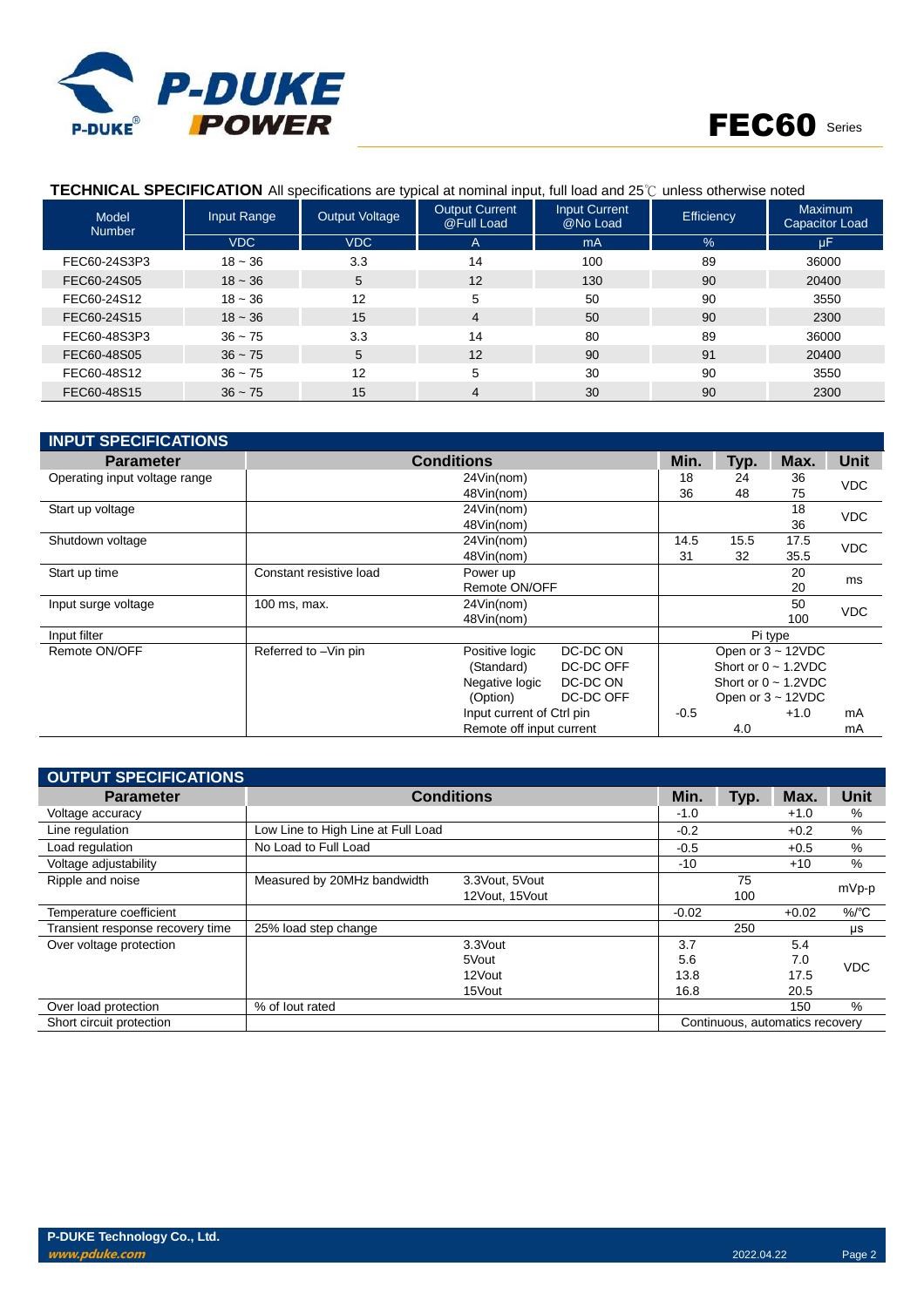## TECHNICAL SPECIFICATION

All specifications are typical at nominal input, full load and 25℃ unless otherwise noted

| Model Number | Input Range | Output Voltage | Output Current @Full Load | Input Current @No Load | Efficiency | Maximum Capacitor Load |
|---|---|---|---|---|---|---|
| | VDC | VDC | A | mA | % | μF |
| FEC60-24S3P3 | 18 ~ 36 | 3.3 | 14 | 100 | 89 | 36000 |
| FEC60-24S05 | 18 ~ 36 | 5 | 12 | 130 | 90 | 20400 |
| FEC60-24S12 | 18 ~ 36 | 12 | 5 | 50 | 90 | 3550 |
| FEC60-24S15 | 18 ~ 36 | 15 | 4 | 50 | 90 | 2300 |
| FEC60-48S3P3 | 36 ~ 75 | 3.3 | 14 | 80 | 89 | 36000 |
| FEC60-48S05 | 36 ~ 75 | 5 | 12 | 90 | 91 | 20400 |
| FEC60-48S12 | 36 ~ 75 | 12 | 5 | 30 | 90 | 3550 |
| FEC60-48S15 | 36 ~ 75 | 15 | 4 | 30 | 90 | 2300 |

## INPUT SPECIFICATIONS

| Parameter | Conditions | | Min. | Typ. | Max. | Unit |
|---|---|---|---|---|---|---|
| Operating input voltage range | | 24Vin(nom)<br>48Vin(nom) | 18<br>36 | 24<br>48 | 36<br>75 | VDC |
| Start up voltage | | 24Vin(nom)<br>48Vin(nom) | | | 18<br>36 | VDC |
| Shutdown voltage | | 24Vin(nom)<br>48Vin(nom) | 14.5<br>31 | 15.5<br>32 | 17.5<br>35.5 | VDC |
| Start up time | Constant resistive load | Power up<br>Remote ON/OFF | | | 20<br>20 | ms |
| Input surge voltage | 100 ms, max. | 24Vin(nom)<br>48Vin(nom) | | | 50<br>100 | VDC |
| Input filter | | | Pi type | | | |
| Remote ON/OFF | Referred to –Vin pin | Positive logic DC-DC ON<br>(Standard) DC-DC OFF<br>Negative logic DC-DC ON<br>(Option) DC-DC OFF | Open or 3 ~ 12VDC<br>Short or 0 ~ 1.2VDC<br>Short or 0 ~ 1.2VDC<br>Open or 3 ~ 12VDC | | | |
| | | Input current of Ctrl pin | -0.5 | | +1.0 | mA |
| | | Remote off input current | | 4.0 | | mA |

## OUTPUT SPECIFICATIONS

| Parameter | Conditions | | Min. | Typ. | Max. | Unit |
|---|---|---|---|---|---|---|
| Voltage accuracy | | | -1.0 | | +1.0 | % |
| Line regulation | Low Line to High Line at Full Load | | -0.2 | | +0.2 | % |
| Load regulation | No Load to Full Load | | -0.5 | | +0.5 | % |
| Voltage adjustability | | | -10 | | +10 | % |
| Ripple and noise | Measured by 20MHz bandwidth | 3.3Vout, 5Vout<br>12Vout, 15Vout | | 75<br>100 | | mVp-p |
| Temperature coefficient | | | -0.02 | | +0.02 | %/℃ |
| Transient response recovery time | 25% load step change | | | 250 | | μs |
| Over voltage protection | | 3.3Vout<br>5Vout<br>12Vout<br>15Vout | 3.7<br>5.6<br>13.8<br>16.8 | | 5.4<br>7.0<br>17.5<br>20.5 | VDC |
| Over load protection | % of Iout rated | | | | 150 | % |
| Short circuit protection | | | Continuous, automatics recovery | | | |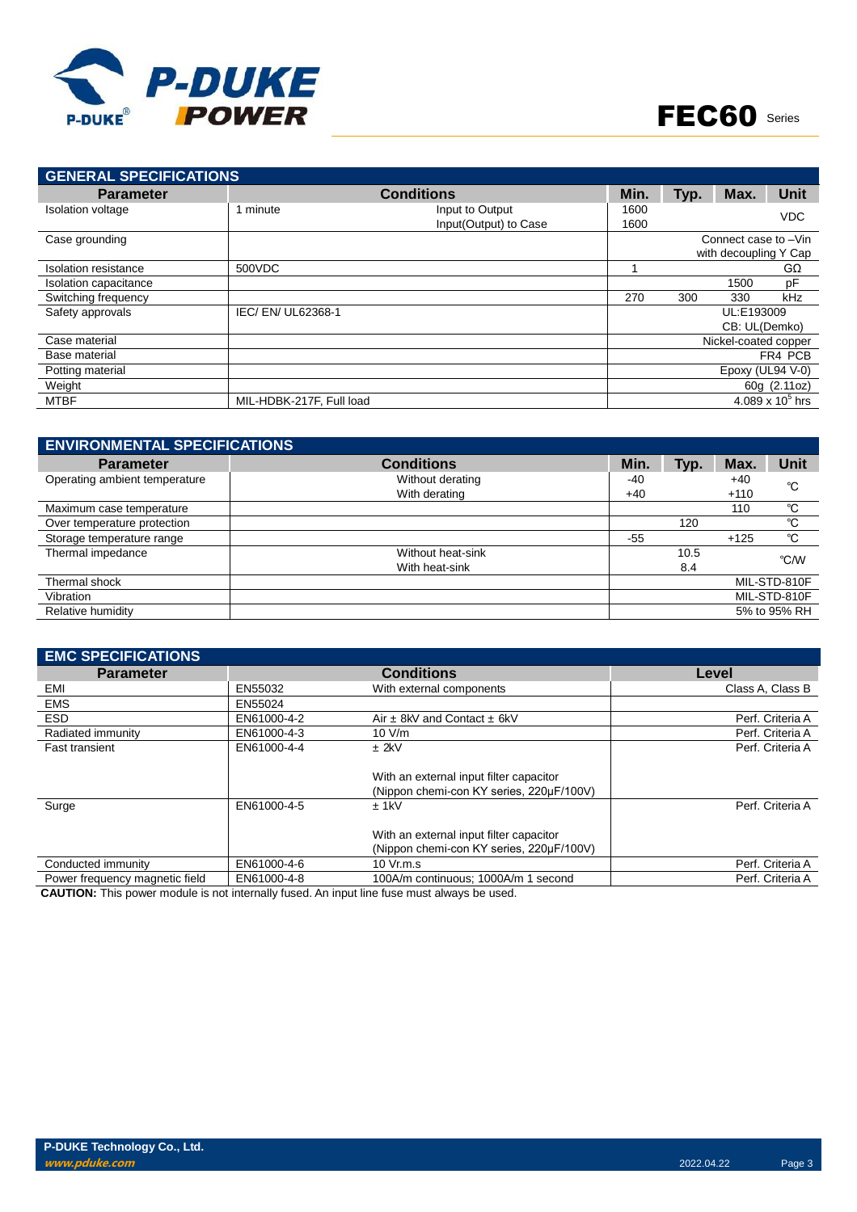## GENERAL SPECIFICATIONS

| Parameter | Conditions | | Min. | Typ. | Max. | Unit |
|---|---|---|---|---|---|---|
| Isolation voltage | 1 minute | Input to Output<br>Input(Output) to Case | 1600<br>1600 | | | VDC |
| Case grounding | | | Connect case to –Vin with decoupling Y Cap | | | |
| Isolation resistance | 500VDC | | 1 | | | GΩ |
| Isolation capacitance | | | | | 1500 | pF |
| Switching frequency | | | 270 | 300 | 330 | kHz |
| Safety approvals | IEC/ EN/ UL62368-1 | | UL:E193009<br>CB: UL(Demko) | | | |
| Case material | | | Nickel-coated copper | | | |
| Base material | | | FR4 PCB | | | |
| Potting material | | | Epoxy (UL94 V-0) | | | |
| Weight | | | 60g (2.11oz) | | | |
| MTBF | MIL-HDBK-217F, Full load | | $4.089 \times 10^5$ hrs | | | |

## ENVIRONMENTAL SPECIFICATIONS

| Parameter | Conditions | Min. | Typ. | Max. | Unit |
|---|---|---|---|---|---|
| Operating ambient temperature | Without derating<br>With derating | -40<br>+40 | | +40<br>+110 | ℃ |
| Maximum case temperature | | | | 110 | ℃ |
| Over temperature protection | | | 120 | | ℃ |
| Storage temperature range | | -55 | | +125 | ℃ |
| Thermal impedance | Without heat-sink<br>With heat-sink | | 10.5<br>8.4 | | ℃/W |
| Thermal shock | | MIL-STD-810F | | | |
| Vibration | | MIL-STD-810F | | | |
| Relative humidity | | 5% to 95% RH | | | |

## EMC SPECIFICATIONS

| Parameter | Conditions | | Level |
|---|---|---|---|
| EMI | EN55032 | With external components | Class A, Class B |
| EMS | EN55024 | | |
| ESD | EN61000-4-2 | Air ± 8kV and Contact ± 6kV | Perf. Criteria A |
| Radiated immunity | EN61000-4-3 | 10 V/m | Perf. Criteria A |
| Fast transient | EN61000-4-4 | ± 2kV<br><br>With an external input filter capacitor (Nippon chemi-con KY series, 220μF/100V) | Perf. Criteria A |
| Surge | EN61000-4-5 | ± 1kV<br><br>With an external input filter capacitor (Nippon chemi-con KY series, 220μF/100V) | Perf. Criteria A |
| Conducted immunity | EN61000-4-6 | 10 Vr.m.s | Perf. Criteria A |
| Power frequency magnetic field | EN61000-4-8 | 100A/m continuous; 1000A/m 1 second | Perf. Criteria A |

**CAUTION:** This power module is not internally fused. An input line fuse must always be used.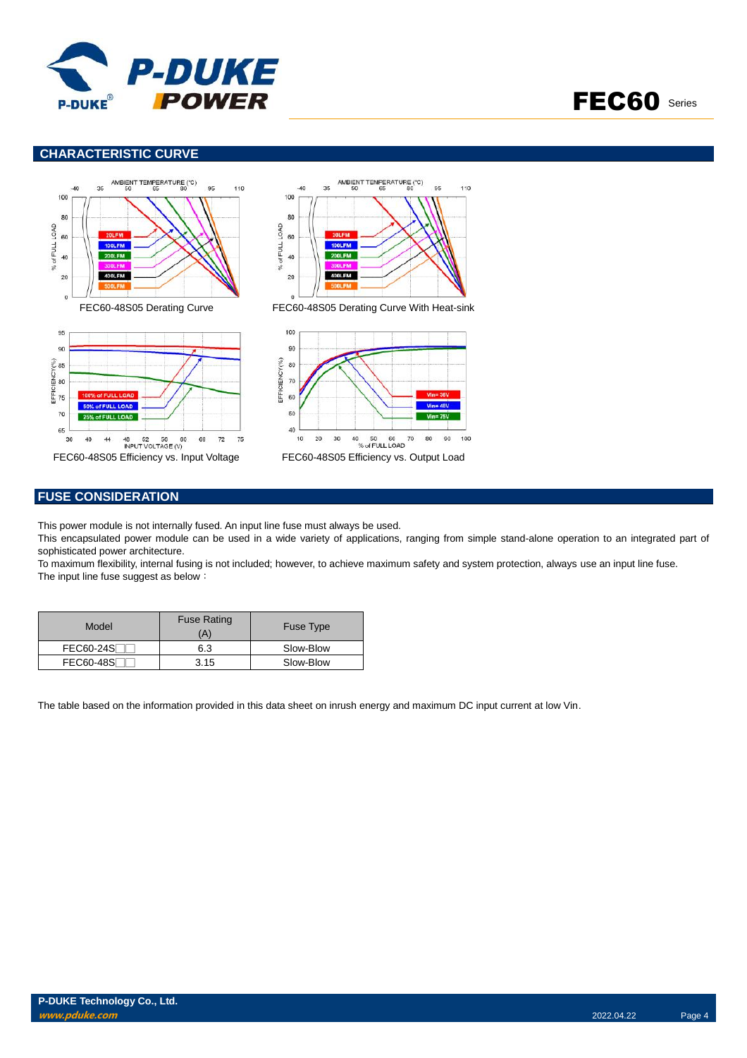## CHARACTERISTIC CURVE

AMBIENT TEMPERATURE (°C)
-40 35 50 65 80 95 110
100 80 60 40 20 0
% of FULL LOAD
20LFM
100LFM
200LFM
300LFM
400LFM
500LFM

FEC60-48S05 Derating Curve

AMBIENT TEMPERATURE (°C)
-40 35 50 65 80 95 110
100 80 60 40 20 0
% of FULL LOAD
20LFM
100LFM
200LFM
300LFM
400LFM
500LFM

FEC60-48S05 Derating Curve With Heat-sink

95 90 85 80 75 70 65
EFFICIENCY(%)
100% of FULL LOAD
50% of FULL LOAD
25% of FULL LOAD
36 40 44 48 52 56 60 68 72 75
INPUT VOLTAGE (V)

FEC60-48S05 Efficiency vs. Input Voltage

100 90 80 70 60 50 40
EFFICIENCY(%)
Vin= 36V
Vin= 48V
Vin= 75V
10 20 30 40 50 60 70 80 90 100
% of FULL LOAD

FEC60-48S05 Efficiency vs. Output Load

## FUSE CONSIDERATION

This power module is not internally fused. An input line fuse must always be used.
This encapsulated power module can be used in a wide variety of applications, ranging from simple stand-alone operation to an integrated part of sophisticated power architecture.
To maximum flexibility, internal fusing is not included; however, to achieve maximum safety and system protection, always use an input line fuse.
The input line fuse suggest as below：

| Model | Fuse Rating (A) | Fuse Type |
|---|---|---|
| FEC60-24S□□ | 6.3 | Slow-Blow |
| FEC60-48S□□ | 3.15 | Slow-Blow |

The table based on the information provided in this data sheet on inrush energy and maximum DC input current at low Vin.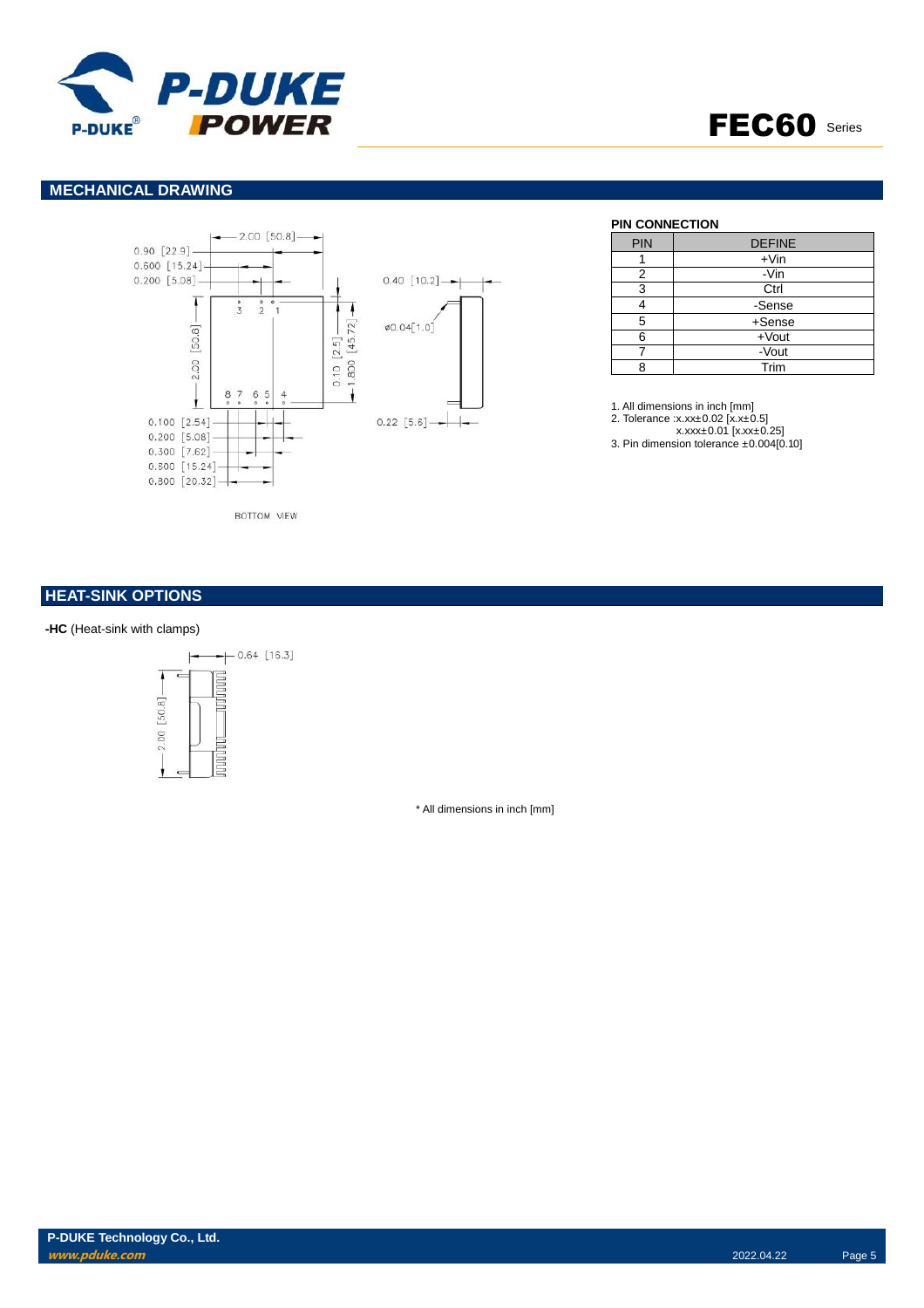## MECHANICAL DRAWING

2.00 [50.8]
0.90 [22.9]
0.600 [15.24]
0.200 [5.08]
0.40 [10.2]
ø0.04[1.0]
2.00 [50.8]
0.10 [2.5]
1.800 [45.72]
0.100 [2.54]
0.200 [5.08]
0.300 [7.62]
0.600 [15.24]
0.800 [20.32]
0.22 [5.6]
BOTTOM VIEW

**PIN CONNECTION**

| PIN | DEFINE |
|---|---|
| 1 | +Vin |
| 2 | -Vin |
| 3 | Ctrl |
| 4 | -Sense |
| 5 | +Sense |
| 6 | +Vout |
| 7 | -Vout |
| 8 | Trim |

1. All dimensions in inch [mm]
2. Tolerance :x.xx±0.02 [x.x±0.5]
   x.xxx±0.01 [x.xx±0.25]
3. Pin dimension tolerance ±0.004[0.10]

## HEAT-SINK OPTIONS

**-HC** (Heat-sink with clamps)

0.64 [16.3]
2.00 [50.8]

\* All dimensions in inch [mm]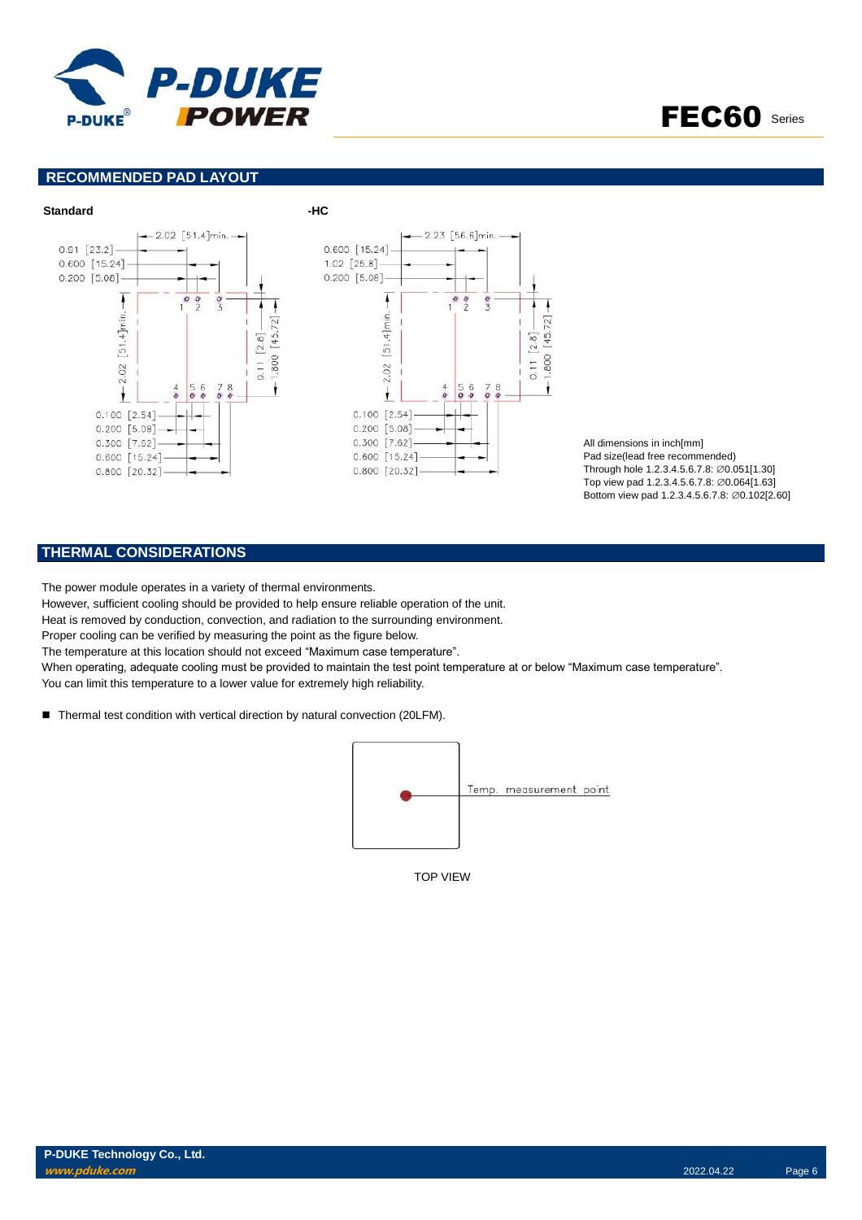## RECOMMENDED PAD LAYOUT

**Standard**

2.02 [51.4]min.
0.91 [23.2]
0.600 [15.24]
0.200 [5.08]
1 2 3
4 5 6 7 8
2.02 [51.4]min.
0.11 [2.8]
1.800 [45.72]
0.100 [2.54]
0.200 [5.08]
0.300 [7.62]
0.600 [15.24]
0.800 [20.32]

**-HC**

2.23 [56.6]min.
0.600 [15.24]
1.02 [25.8]
0.200 [5.08]
1 2 3
4 5 6 7 8
2.02 [51.4]min.
0.11 [2.8]
1.800 [45.72]
0.100 [2.54]
0.200 [5.08]
0.300 [7.62]
0.600 [15.24]
0.800 [20.32]

All dimensions in inch[mm]
Pad size(lead free recommended)
Through hole 1.2.3.4.5.6.7.8: ∅0.051[1.30]
Top view pad 1.2.3.4.5.6.7.8: ∅0.064[1.63]
Bottom view pad 1.2.3.4.5.6.7.8: ∅0.102[2.60]

## THERMAL CONSIDERATIONS

The power module operates in a variety of thermal environments.
However, sufficient cooling should be provided to help ensure reliable operation of the unit.
Heat is removed by conduction, convection, and radiation to the surrounding environment.
Proper cooling can be verified by measuring the point as the figure below.
The temperature at this location should not exceed "Maximum case temperature".
When operating, adequate cooling must be provided to maintain the test point temperature at or below "Maximum case temperature".
You can limit this temperature to a lower value for extremely high reliability.

- Thermal test condition with vertical direction by natural convection (20LFM).

Temp. measurement point

TOP VIEW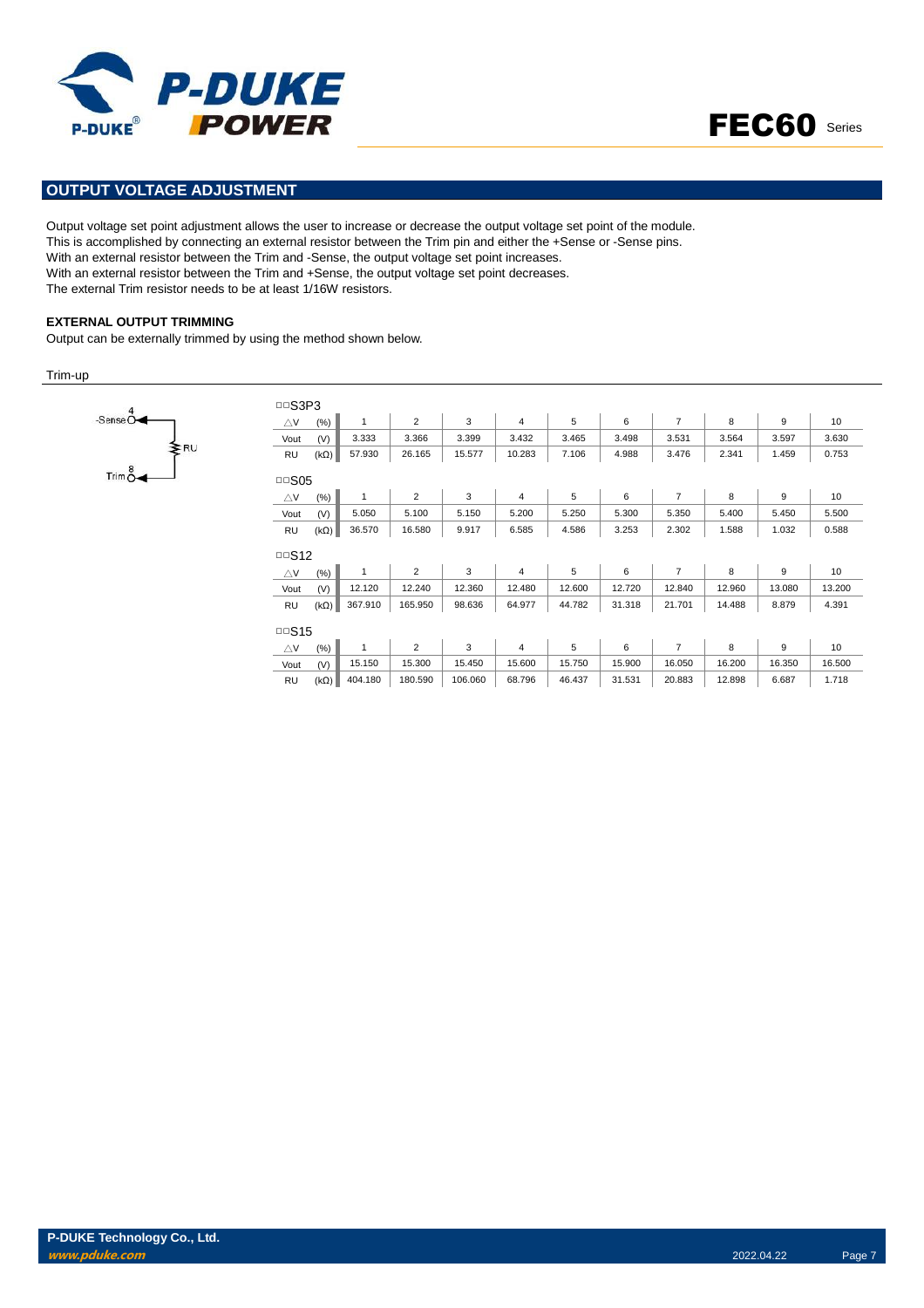## OUTPUT VOLTAGE ADJUSTMENT

Output voltage set point adjustment allows the user to increase or decrease the output voltage set point of the module.
This is accomplished by connecting an external resistor between the Trim pin and either the +Sense or -Sense pins.
With an external resistor between the Trim and -Sense, the output voltage set point increases.
With an external resistor between the Trim and +Sense, the output voltage set point decreases.
The external Trim resistor needs to be at least 1/16W resistors.

### EXTERNAL OUTPUT TRIMMING

Output can be externally trimmed by using the method shown below.

Trim-up

4
-Sense
RU
8
Trim

□□S3P3

| △V | (%) | 1 | 2 | 3 | 4 | 5 | 6 | 7 | 8 | 9 | 10 |
|---|---|---|---|---|---|---|---|---|---|---|---|
| Vout | (V) | 3.333 | 3.366 | 3.399 | 3.432 | 3.465 | 3.498 | 3.531 | 3.564 | 3.597 | 3.630 |
| RU | (kΩ) | 57.930 | 26.165 | 15.577 | 10.283 | 7.106 | 4.988 | 3.476 | 2.341 | 1.459 | 0.753 |

□□S05

| △V | (%) | 1 | 2 | 3 | 4 | 5 | 6 | 7 | 8 | 9 | 10 |
|---|---|---|---|---|---|---|---|---|---|---|---|
| Vout | (V) | 5.050 | 5.100 | 5.150 | 5.200 | 5.250 | 5.300 | 5.350 | 5.400 | 5.450 | 5.500 |
| RU | (kΩ) | 36.570 | 16.580 | 9.917 | 6.585 | 4.586 | 3.253 | 2.302 | 1.588 | 1.032 | 0.588 |

□□S12

| △V | (%) | 1 | 2 | 3 | 4 | 5 | 6 | 7 | 8 | 9 | 10 |
|---|---|---|---|---|---|---|---|---|---|---|---|
| Vout | (V) | 12.120 | 12.240 | 12.360 | 12.480 | 12.600 | 12.720 | 12.840 | 12.960 | 13.080 | 13.200 |
| RU | (kΩ) | 367.910 | 165.950 | 98.636 | 64.977 | 44.782 | 31.318 | 21.701 | 14.488 | 8.879 | 4.391 |

□□S15

| △V | (%) | 1 | 2 | 3 | 4 | 5 | 6 | 7 | 8 | 9 | 10 |
|---|---|---|---|---|---|---|---|---|---|---|---|
| Vout | (V) | 15.150 | 15.300 | 15.450 | 15.600 | 15.750 | 15.900 | 16.050 | 16.200 | 16.350 | 16.500 |
| RU | (kΩ) | 404.180 | 180.590 | 106.060 | 68.796 | 46.437 | 31.531 | 20.883 | 12.898 | 6.687 | 1.718 |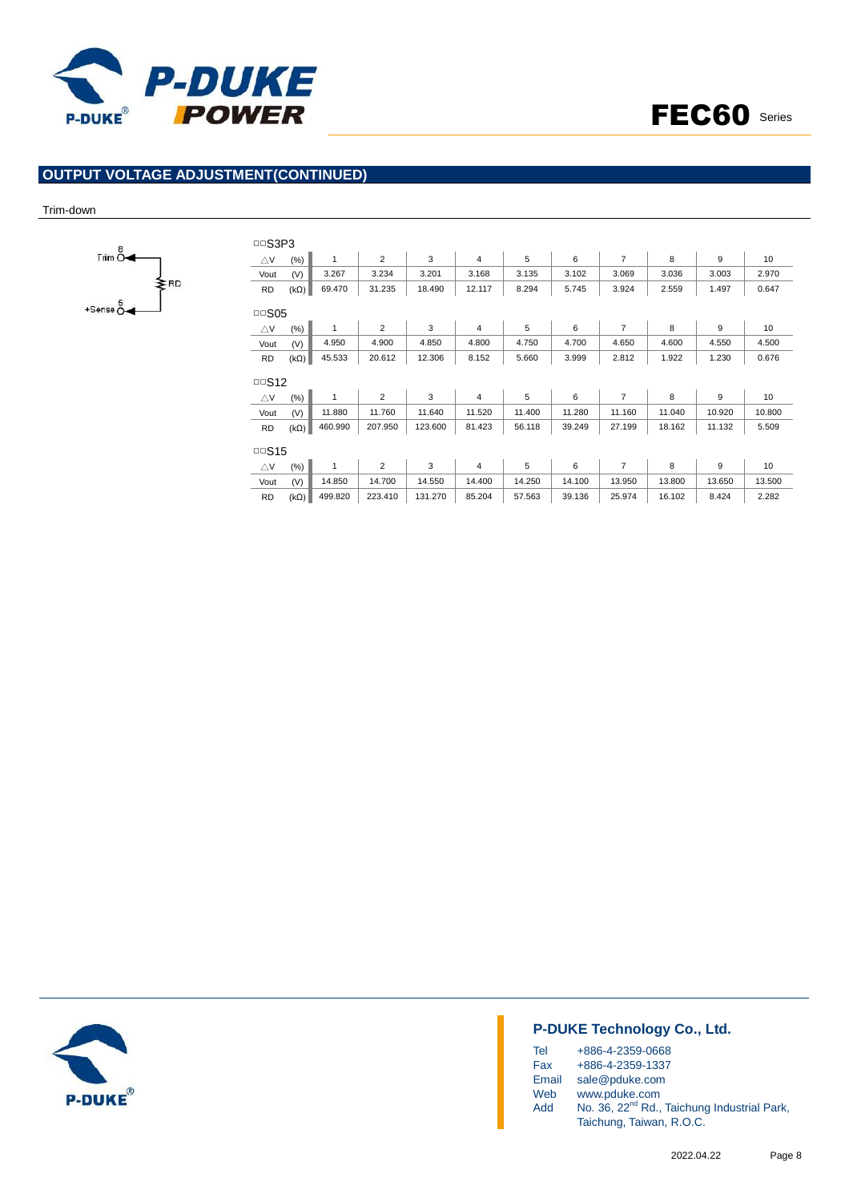## OUTPUT VOLTAGE ADJUSTMENT(CONTINUED)

Trim-down

8
Trim
RD
5
+Sense

□□S3P3

| △V (%) | 1 | 2 | 3 | 4 | 5 | 6 | 7 | 8 | 9 | 10 |
|---|---|---|---|---|---|---|---|---|---|---|
| Vout (V) | 3.267 | 3.234 | 3.201 | 3.168 | 3.135 | 3.102 | 3.069 | 3.036 | 3.003 | 2.970 |
| RD (kΩ) | 69.470 | 31.235 | 18.490 | 12.117 | 8.294 | 5.745 | 3.924 | 2.559 | 1.497 | 0.647 |

□□S05

| △V (%) | 1 | 2 | 3 | 4 | 5 | 6 | 7 | 8 | 9 | 10 |
|---|---|---|---|---|---|---|---|---|---|---|
| Vout (V) | 4.950 | 4.900 | 4.850 | 4.800 | 4.750 | 4.700 | 4.650 | 4.600 | 4.550 | 4.500 |
| RD (kΩ) | 45.533 | 20.612 | 12.306 | 8.152 | 5.660 | 3.999 | 2.812 | 1.922 | 1.230 | 0.676 |

□□S12

| △V (%) | 1 | 2 | 3 | 4 | 5 | 6 | 7 | 8 | 9 | 10 |
|---|---|---|---|---|---|---|---|---|---|---|
| Vout (V) | 11.880 | 11.760 | 11.640 | 11.520 | 11.400 | 11.280 | 11.160 | 11.040 | 10.920 | 10.800 |
| RD (kΩ) | 460.990 | 207.950 | 123.600 | 81.423 | 56.118 | 39.249 | 27.199 | 18.162 | 11.132 | 5.509 |

□□S15

| △V (%) | 1 | 2 | 3 | 4 | 5 | 6 | 7 | 8 | 9 | 10 |
|---|---|---|---|---|---|---|---|---|---|---|
| Vout (V) | 14.850 | 14.700 | 14.550 | 14.400 | 14.250 | 14.100 | 13.950 | 13.800 | 13.650 | 13.500 |
| RD (kΩ) | 499.820 | 223.410 | 131.270 | 85.204 | 57.563 | 39.136 | 25.974 | 16.102 | 8.424 | 2.282 |